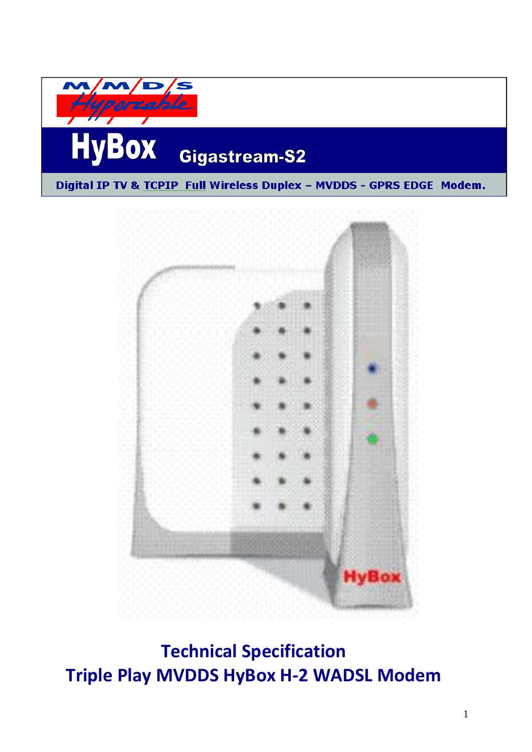M/M/D/S Hyperzable

# HyBox Gigastream-S2

**Digital IP TV & TCPIP Full Wireless Duplex – MVDDS - GPRS EDGE Modem.**

HyBox

## Technical Specification
## Triple Play MVDDS HyBox H-2 WADSL Modem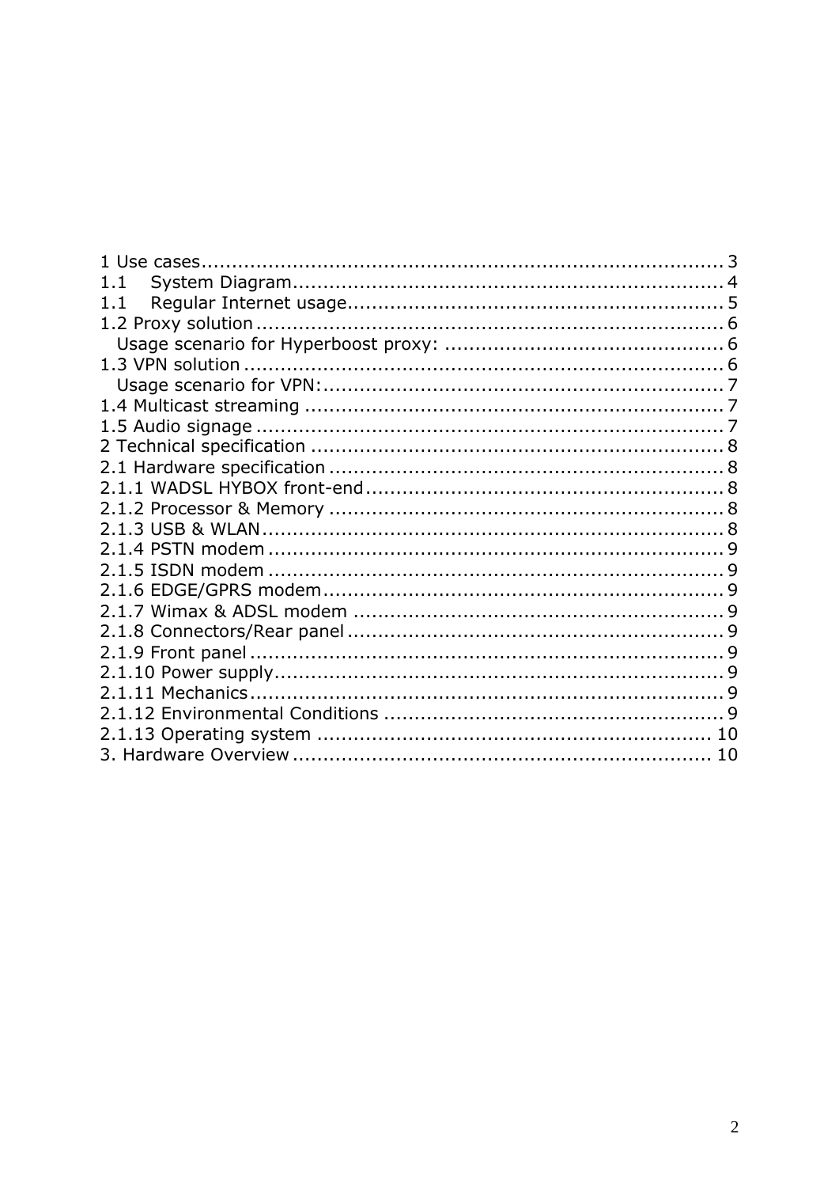1 Use cases........................................................................................3
1.1 System Diagram.......................................................................4
1.1 Regular Internet usage.............................................................5
1.2 Proxy solution............................................................................6
Usage scenario for Hyperboost proxy: ..............................................6
1.3 VPN solution..............................................................................6
Usage scenario for VPN:..................................................................7
1.4 Multicast streaming .....................................................................7
1.5 Audio signage ............................................................................7
2 Technical specification ....................................................................8
2.1 Hardware specification .................................................................8
2.1.1 WADSL HYBOX front-end...........................................................8
2.1.2 Processor & Memory .................................................................8
2.1.3 USB & WLAN............................................................................8
2.1.4 PSTN modem ...........................................................................9
2.1.5 ISDN modem ...........................................................................9
2.1.6 EDGE/GPRS modem..................................................................9
2.1.7 Wimax & ADSL modem .............................................................9
2.1.8 Connectors/Rear panel..............................................................9
2.1.9 Front panel ..............................................................................9
2.1.10 Power supply..........................................................................9
2.1.11 Mechanics..............................................................................9
2.1.12 Environmental Conditions ........................................................9
2.1.13 Operating system ..................................................................10
3. Hardware Overview......................................................................10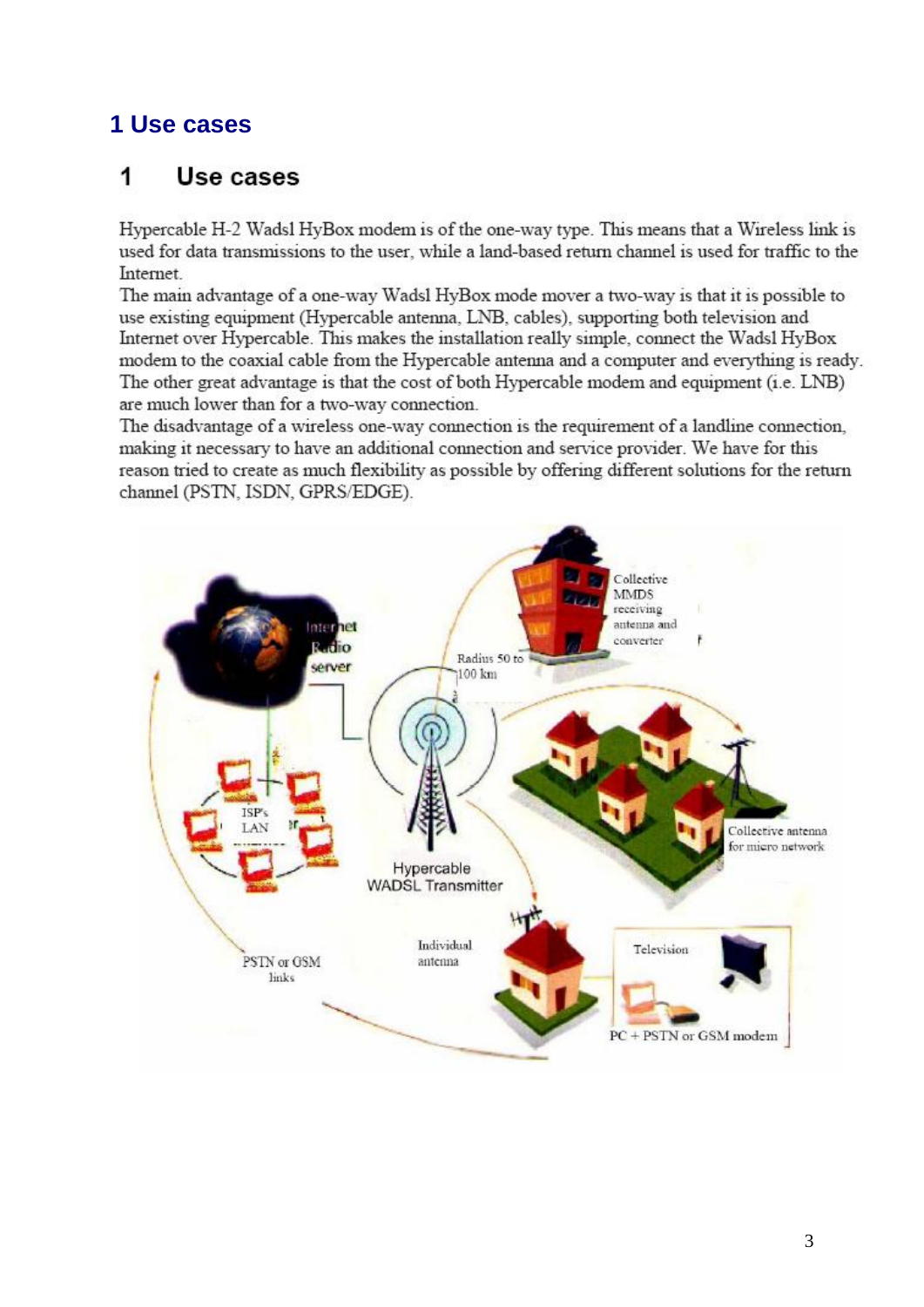# 1 Use cases

## 1 Use cases

Hypercable H-2 Wadsl HyBox modem is of the one-way type. This means that a Wireless link is used for data transmissions to the user, while a land-based return channel is used for traffic to the Internet.

The main advantage of a one-way Wadsl HyBox mode mover a two-way is that it is possible to use existing equipment (Hypercable antenna, LNB, cables), supporting both television and Internet over Hypercable. This makes the installation really simple, connect the Wadsl HyBox modem to the coaxial cable from the Hypercable antenna and a computer and everything is ready. The other great advantage is that the cost of both Hypercable modem and equipment (i.e. LNB) are much lower than for a two-way connection.

The disadvantage of a wireless one-way connection is the requirement of a landline connection, making it necessary to have an additional connection and service provider. We have for this reason tried to create as much flexibility as possible by offering different solutions for the return channel (PSTN, ISDN, GPRS/EDGE).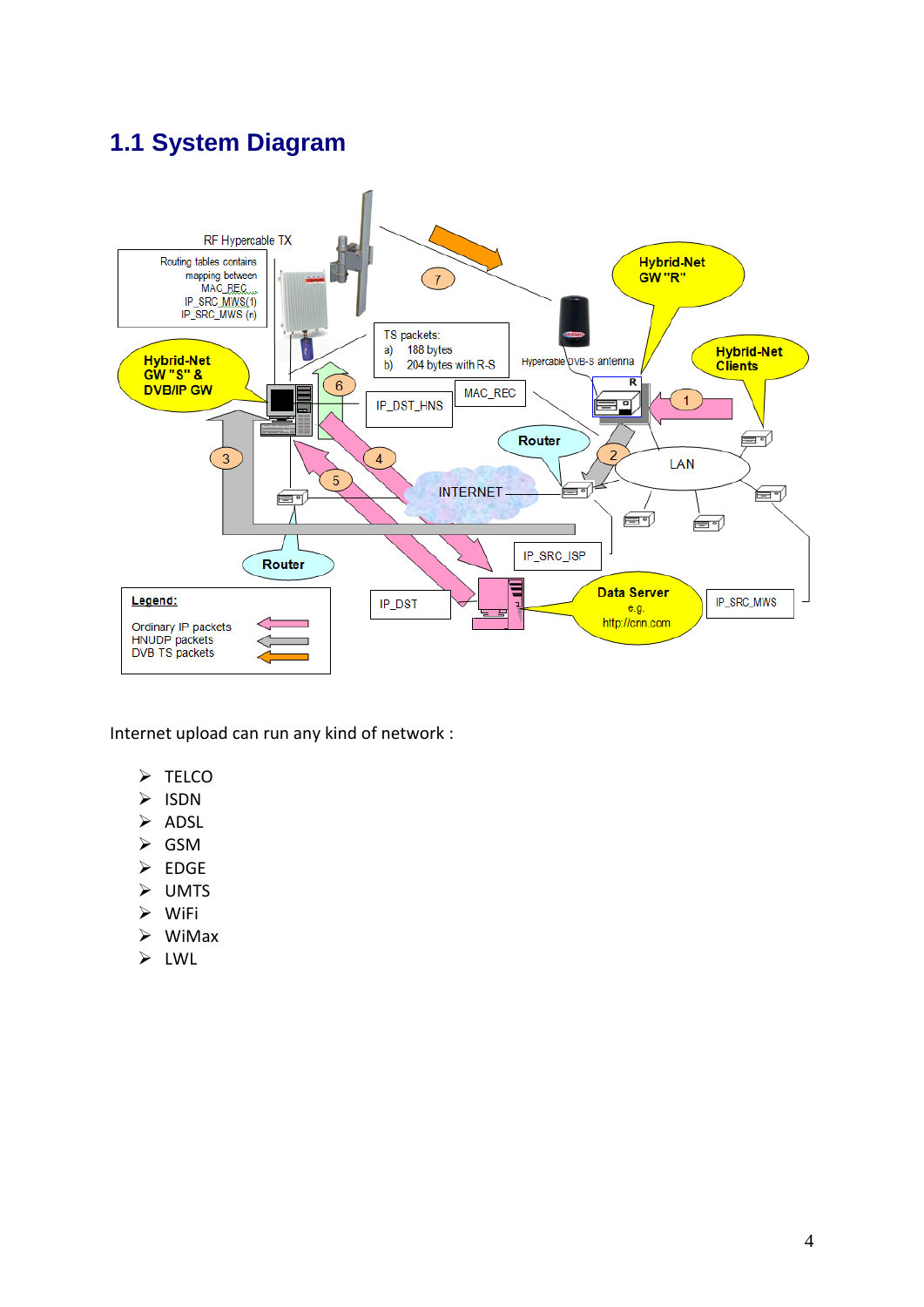## 1.1 System Diagram

Internet upload can run any kind of network :

- TELCO
- ISDN
- ADSL
- GSM
- EDGE
- UMTS
- WiFi
- WiMax
- LWL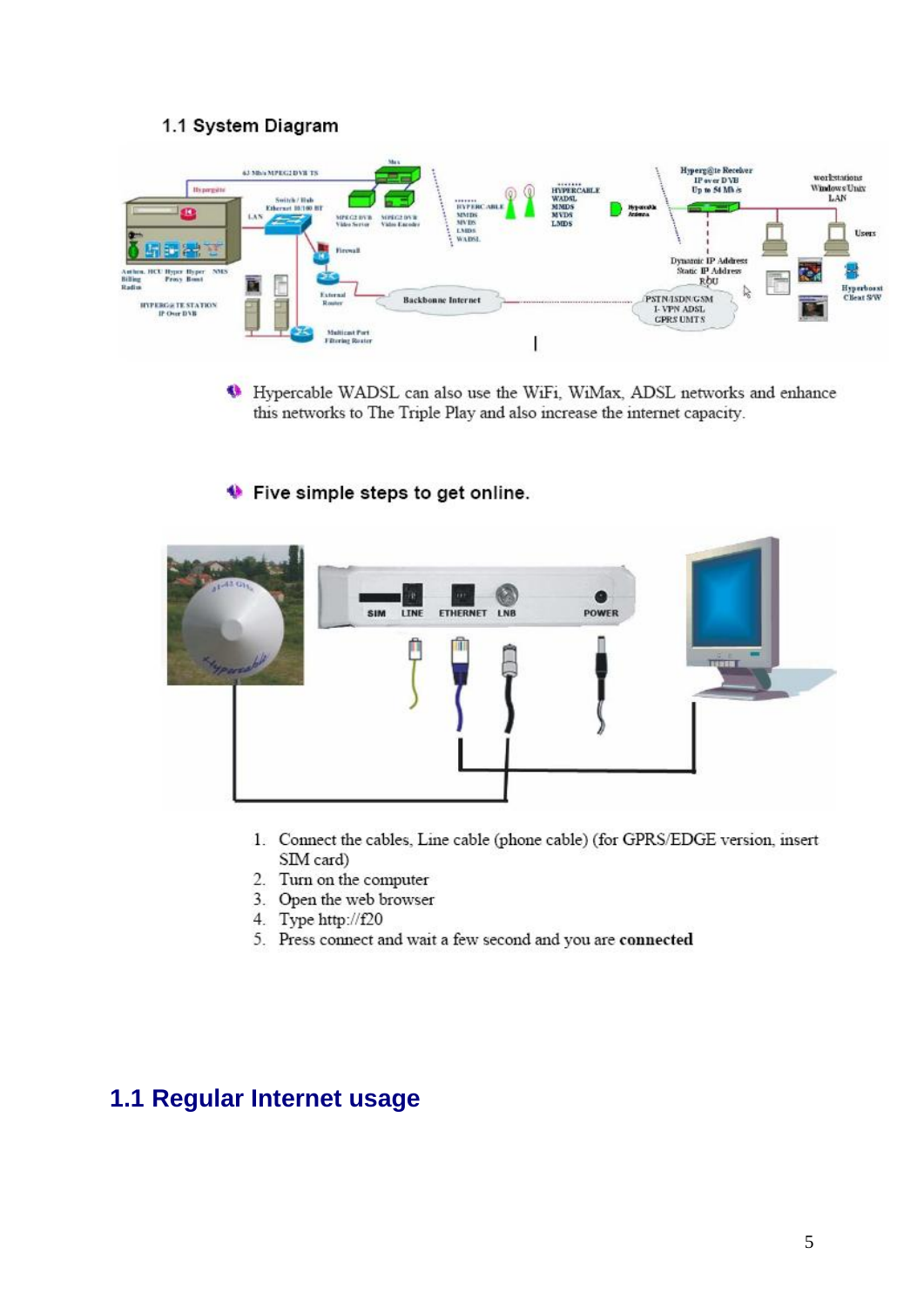### 1.1 System Diagram

- Hypercable WADSL can also use the WiFi, WiMax, ADSL networks and enhance this networks to The Triple Play and also increase the internet capacity.

- **Five simple steps to get online.**

1. Connect the cables, Line cable (phone cable) (for GPRS/EDGE version, insert SIM card)
2. Turn on the computer
3. Open the web browser
4. Type http://f20
5. Press connect and wait a few second and you are **connected**

## 1.1 Regular Internet usage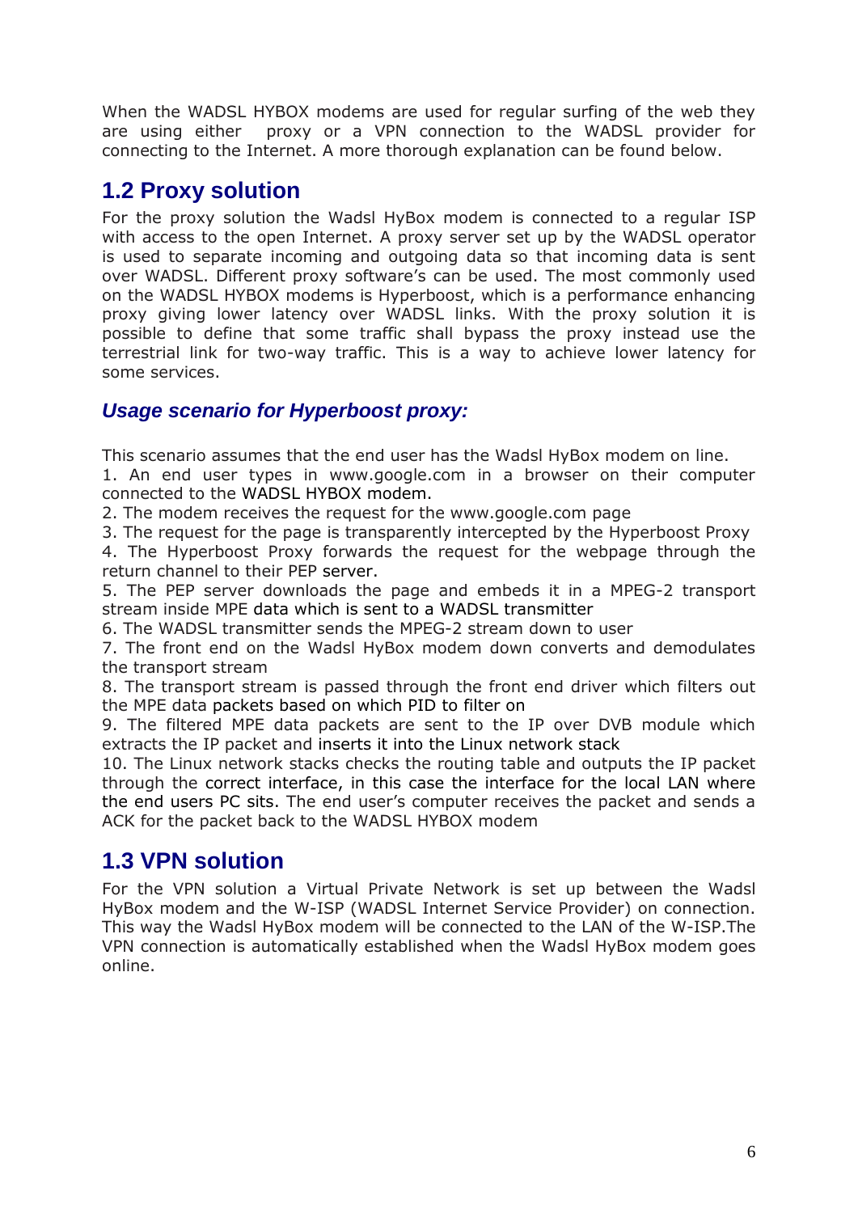When the WADSL HYBOX modems are used for regular surfing of the web they are using either proxy or a VPN connection to the WADSL provider for connecting to the Internet. A more thorough explanation can be found below.

## 1.2 Proxy solution

For the proxy solution the Wadsl HyBox modem is connected to a regular ISP with access to the open Internet. A proxy server set up by the WADSL operator is used to separate incoming and outgoing data so that incoming data is sent over WADSL. Different proxy software's can be used. The most commonly used on the WADSL HYBOX modems is Hyperboost, which is a performance enhancing proxy giving lower latency over WADSL links. With the proxy solution it is possible to define that some traffic shall bypass the proxy instead use the terrestrial link for two-way traffic. This is a way to achieve lower latency for some services.

### *Usage scenario for Hyperboost proxy:*

This scenario assumes that the end user has the Wadsl HyBox modem on line.

1. An end user types in www.google.com in a browser on their computer connected to the WADSL HYBOX modem.
2. The modem receives the request for the www.google.com page
3. The request for the page is transparently intercepted by the Hyperboost Proxy
4. The Hyperboost Proxy forwards the request for the webpage through the return channel to their PEP server.
5. The PEP server downloads the page and embeds it in a MPEG-2 transport stream inside MPE data which is sent to a WADSL transmitter
6. The WADSL transmitter sends the MPEG-2 stream down to user
7. The front end on the Wadsl HyBox modem down converts and demodulates the transport stream
8. The transport stream is passed through the front end driver which filters out the MPE data packets based on which PID to filter on
9. The filtered MPE data packets are sent to the IP over DVB module which extracts the IP packet and inserts it into the Linux network stack
10. The Linux network stacks checks the routing table and outputs the IP packet through the correct interface, in this case the interface for the local LAN where the end users PC sits. The end user's computer receives the packet and sends a ACK for the packet back to the WADSL HYBOX modem

## 1.3 VPN solution

For the VPN solution a Virtual Private Network is set up between the Wadsl HyBox modem and the W-ISP (WADSL Internet Service Provider) on connection. This way the Wadsl HyBox modem will be connected to the LAN of the W-ISP.The VPN connection is automatically established when the Wadsl HyBox modem goes online.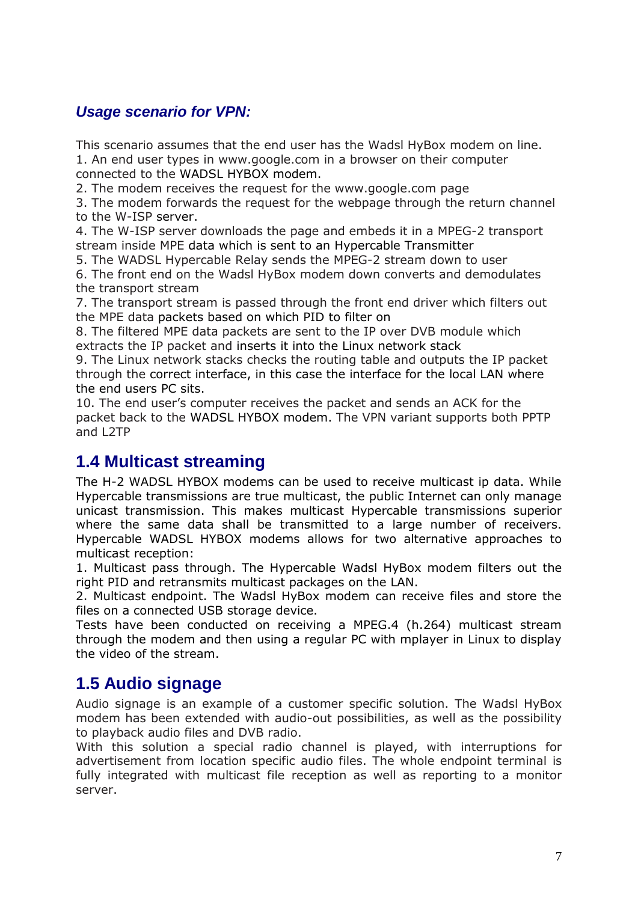### *Usage scenario for VPN:*

This scenario assumes that the end user has the Wadsl HyBox modem on line.

1. An end user types in www.google.com in a browser on their computer connected to the WADSL HYBOX modem.
2. The modem receives the request for the www.google.com page
3. The modem forwards the request for the webpage through the return channel to the W-ISP server.
4. The W-ISP server downloads the page and embeds it in a MPEG-2 transport stream inside MPE data which is sent to an Hypercable Transmitter
5. The WADSL Hypercable Relay sends the MPEG-2 stream down to user
6. The front end on the Wadsl HyBox modem down converts and demodulates the transport stream
7. The transport stream is passed through the front end driver which filters out the MPE data packets based on which PID to filter on
8. The filtered MPE data packets are sent to the IP over DVB module which extracts the IP packet and inserts it into the Linux network stack
9. The Linux network stacks checks the routing table and outputs the IP packet through the correct interface, in this case the interface for the local LAN where the end users PC sits.
10. The end user's computer receives the packet and sends an ACK for the packet back to the WADSL HYBOX modem. The VPN variant supports both PPTP and L2TP

## 1.4 Multicast streaming

The H-2 WADSL HYBOX modems can be used to receive multicast ip data. While Hypercable transmissions are true multicast, the public Internet can only manage unicast transmission. This makes multicast Hypercable transmissions superior where the same data shall be transmitted to a large number of receivers. Hypercable WADSL HYBOX modems allows for two alternative approaches to multicast reception:

1. Multicast pass through. The Hypercable Wadsl HyBox modem filters out the right PID and retransmits multicast packages on the LAN.
2. Multicast endpoint. The Wadsl HyBox modem can receive files and store the files on a connected USB storage device.

Tests have been conducted on receiving a MPEG.4 (h.264) multicast stream through the modem and then using a regular PC with mplayer in Linux to display the video of the stream.

## 1.5 Audio signage

Audio signage is an example of a customer specific solution. The Wadsl HyBox modem has been extended with audio-out possibilities, as well as the possibility to playback audio files and DVB radio.

With this solution a special radio channel is played, with interruptions for advertisement from location specific audio files. The whole endpoint terminal is fully integrated with multicast file reception as well as reporting to a monitor server.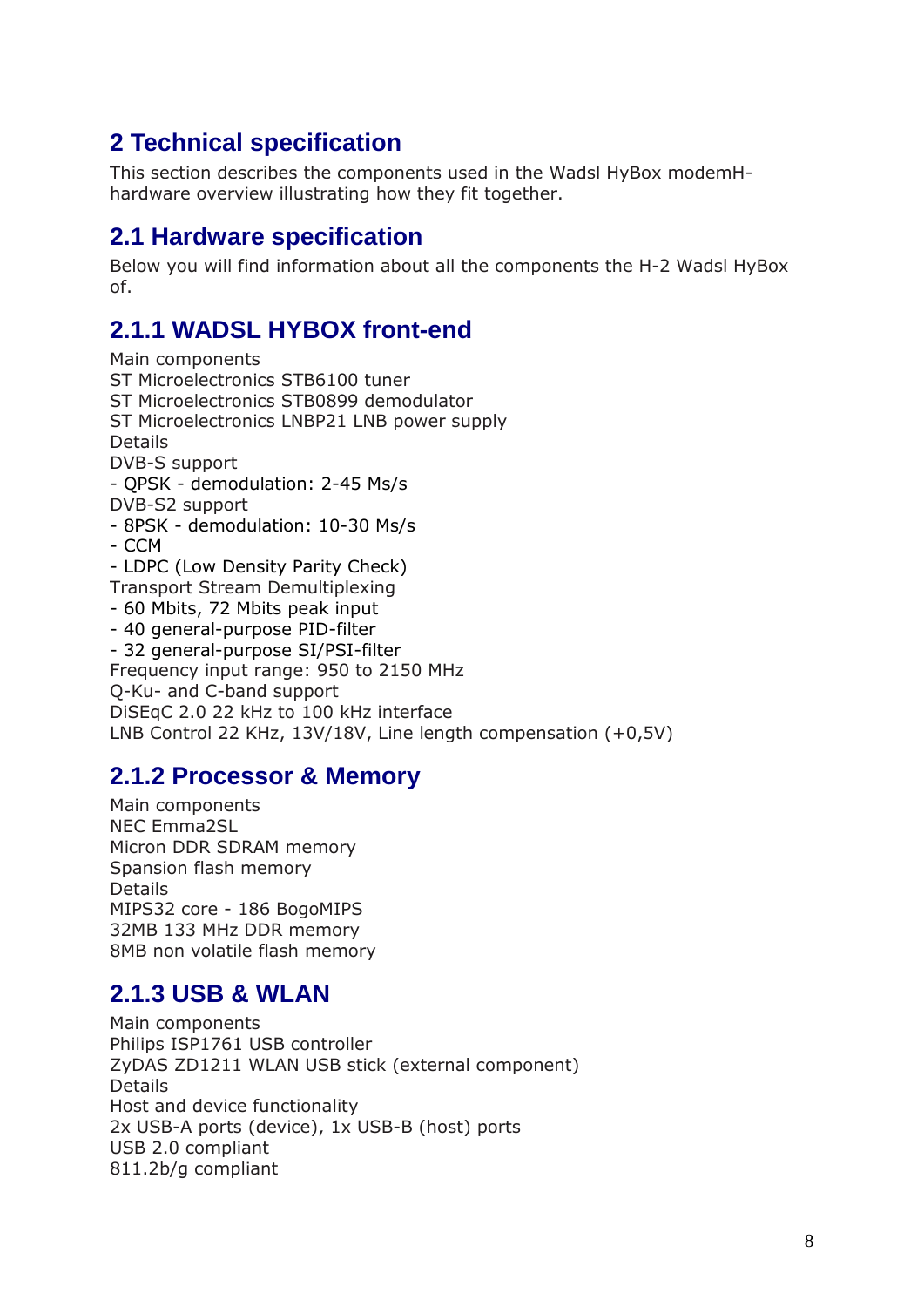# 2 Technical specification

This section describes the components used in the Wadsl HyBox modemH-hardware overview illustrating how they fit together.

## 2.1 Hardware specification

Below you will find information about all the components the H-2 Wadsl HyBox of.

### 2.1.1 WADSL HYBOX front-end

Main components
ST Microelectronics STB6100 tuner
ST Microelectronics STB0899 demodulator
ST Microelectronics LNBP21 LNB power supply
Details
DVB-S support
- QPSK - demodulation: 2-45 Ms/s

DVB-S2 support
- 8PSK - demodulation: 10-30 Ms/s
- CCM
- LDPC (Low Density Parity Check)

Transport Stream Demultiplexing
- 60 Mbits, 72 Mbits peak input
- 40 general-purpose PID-filter
- 32 general-purpose SI/PSI-filter

Frequency input range: 950 to 2150 MHz
Q-Ku- and C-band support
DiSEqC 2.0 22 kHz to 100 kHz interface
LNB Control 22 KHz, 13V/18V, Line length compensation (+0,5V)

### 2.1.2 Processor & Memory

Main components
NEC Emma2SL
Micron DDR SDRAM memory
Spansion flash memory
Details
MIPS32 core - 186 BogoMIPS
32MB 133 MHz DDR memory
8MB non volatile flash memory

### 2.1.3 USB & WLAN

Main components
Philips ISP1761 USB controller
ZyDAS ZD1211 WLAN USB stick (external component)
Details
Host and device functionality
2x USB-A ports (device), 1x USB-B (host) ports
USB 2.0 compliant
811.2b/g compliant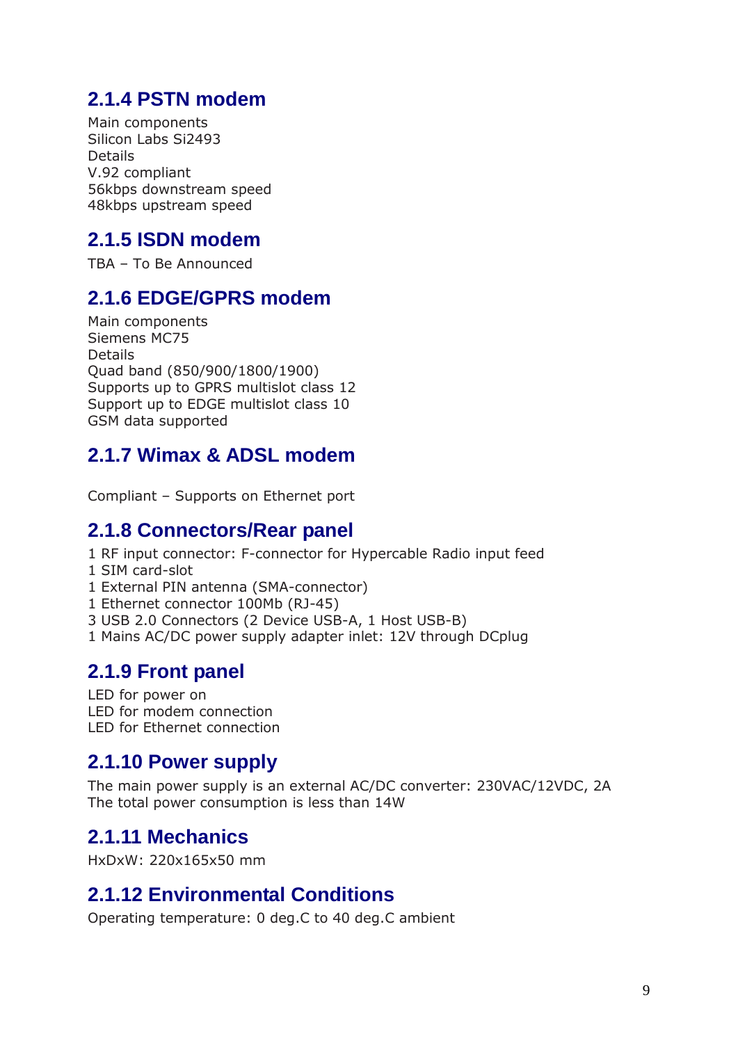### 2.1.4 PSTN modem

Main components
Silicon Labs Si2493
Details
V.92 compliant
56kbps downstream speed
48kbps upstream speed

### 2.1.5 ISDN modem

TBA – To Be Announced

### 2.1.6 EDGE/GPRS modem

Main components
Siemens MC75
Details
Quad band (850/900/1800/1900)
Supports up to GPRS multislot class 12
Support up to EDGE multislot class 10
GSM data supported

### 2.1.7 Wimax & ADSL modem

Compliant – Supports on Ethernet port

### 2.1.8 Connectors/Rear panel

1 RF input connector: F-connector for Hypercable Radio input feed
1 SIM card-slot
1 External PIN antenna (SMA-connector)
1 Ethernet connector 100Mb (RJ-45)
3 USB 2.0 Connectors (2 Device USB-A, 1 Host USB-B)
1 Mains AC/DC power supply adapter inlet: 12V through DCplug

### 2.1.9 Front panel

LED for power on
LED for modem connection
LED for Ethernet connection

### 2.1.10 Power supply

The main power supply is an external AC/DC converter: 230VAC/12VDC, 2A
The total power consumption is less than 14W

### 2.1.11 Mechanics

HxDxW: 220x165x50 mm

### 2.1.12 Environmental Conditions

Operating temperature: 0 deg.C to 40 deg.C ambient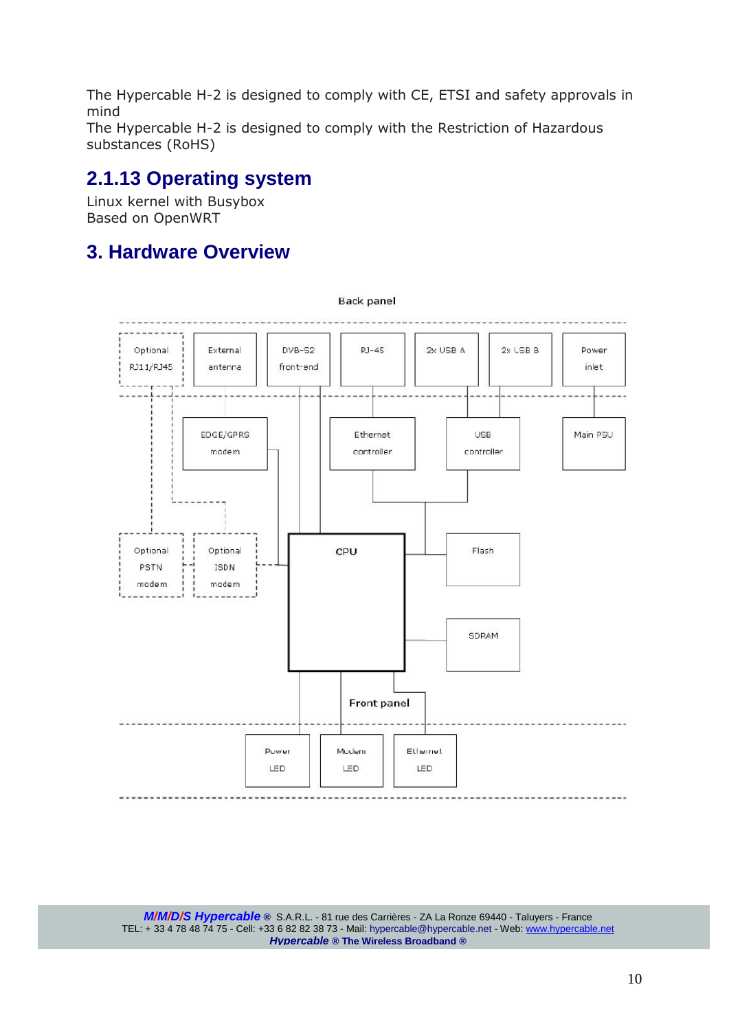The Hypercable H-2 is designed to comply with CE, ETSI and safety approvals in mind
The Hypercable H-2 is designed to comply with the Restriction of Hazardous substances (RoHS)

## 2.1.13 Operating system

Linux kernel with Busybox
Based on OpenWRT

# 3. Hardware Overview

Back panel

Optional RJ11/RJ45

External antenna

DVB-S2 front-end

RJ-45

2x USB A

2x USB B

Power inlet

EDGE/GPRS modem

Ethernet controller

USB controller

Main PSU

Optional PSTN modem

Optional ISDN modem

CPU

Flash

SDRAM

Front panel

Power LED

Modem LED

Ethernet LED